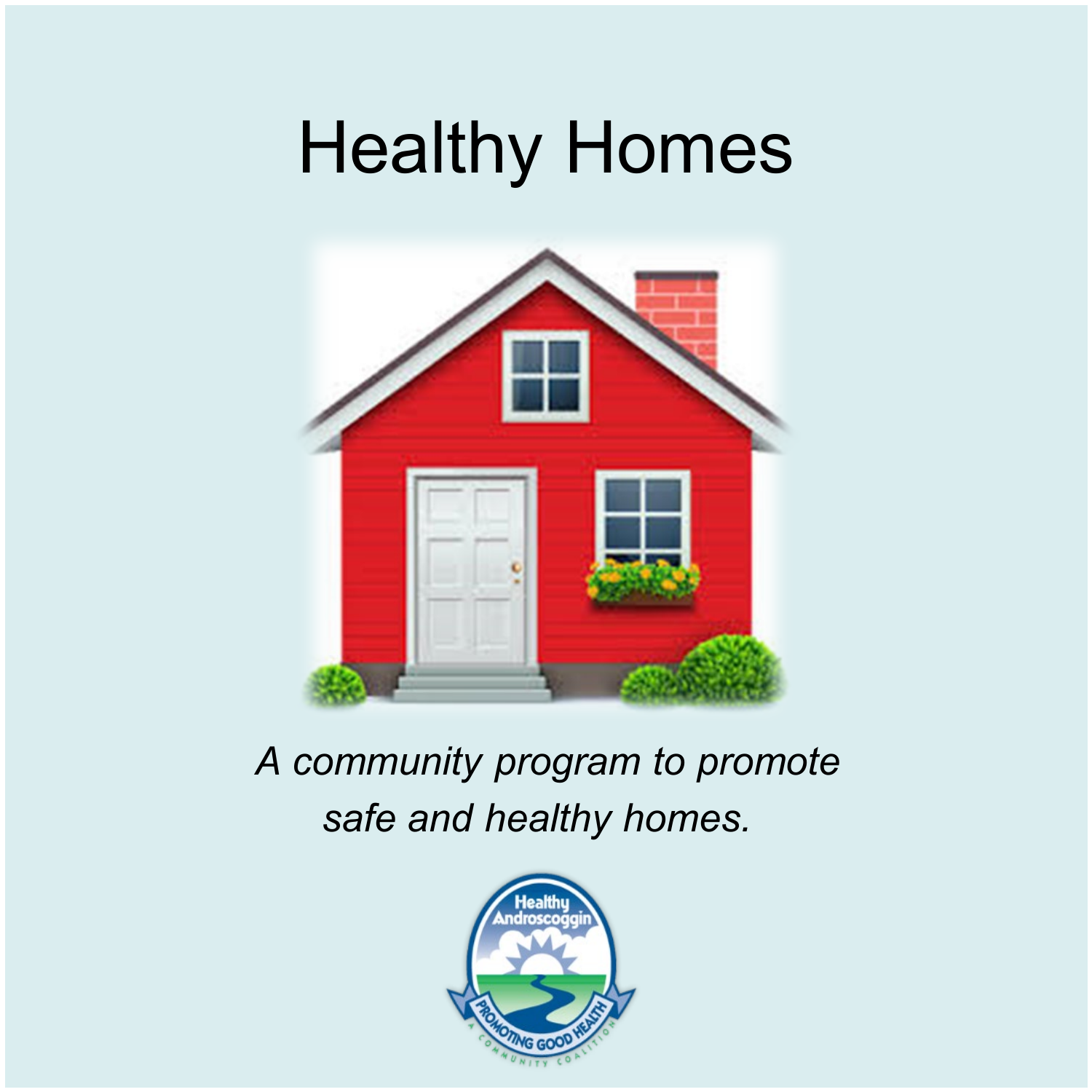# Healthy Homes

*A community program to promote safe and healthy homes.*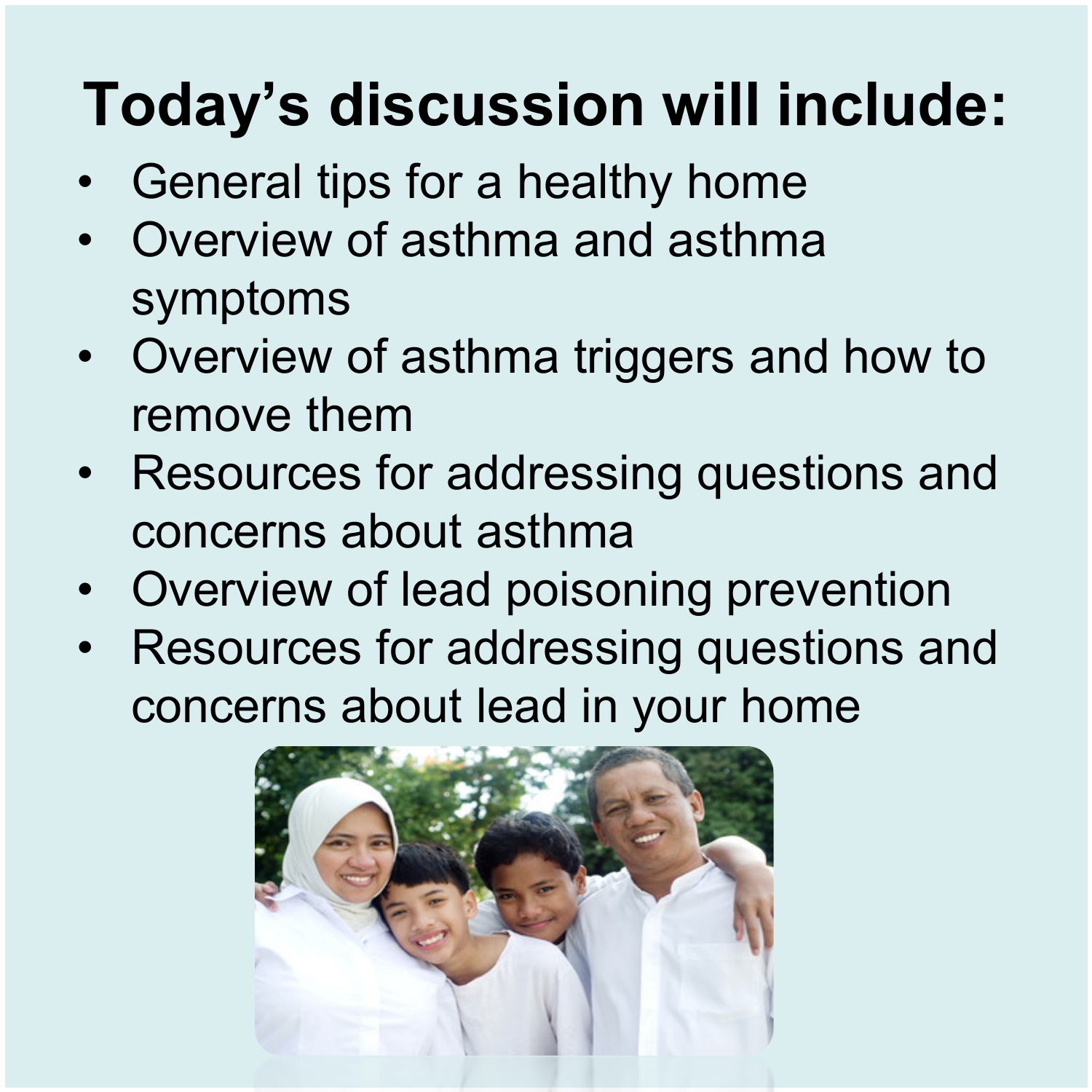# Today’s discussion will include:

- General tips for a healthy home
- Overview of asthma and asthma symptoms
- Overview of asthma triggers and how to remove them
- Resources for addressing questions and concerns about asthma
- Overview of lead poisoning prevention
- Resources for addressing questions and concerns about lead in your home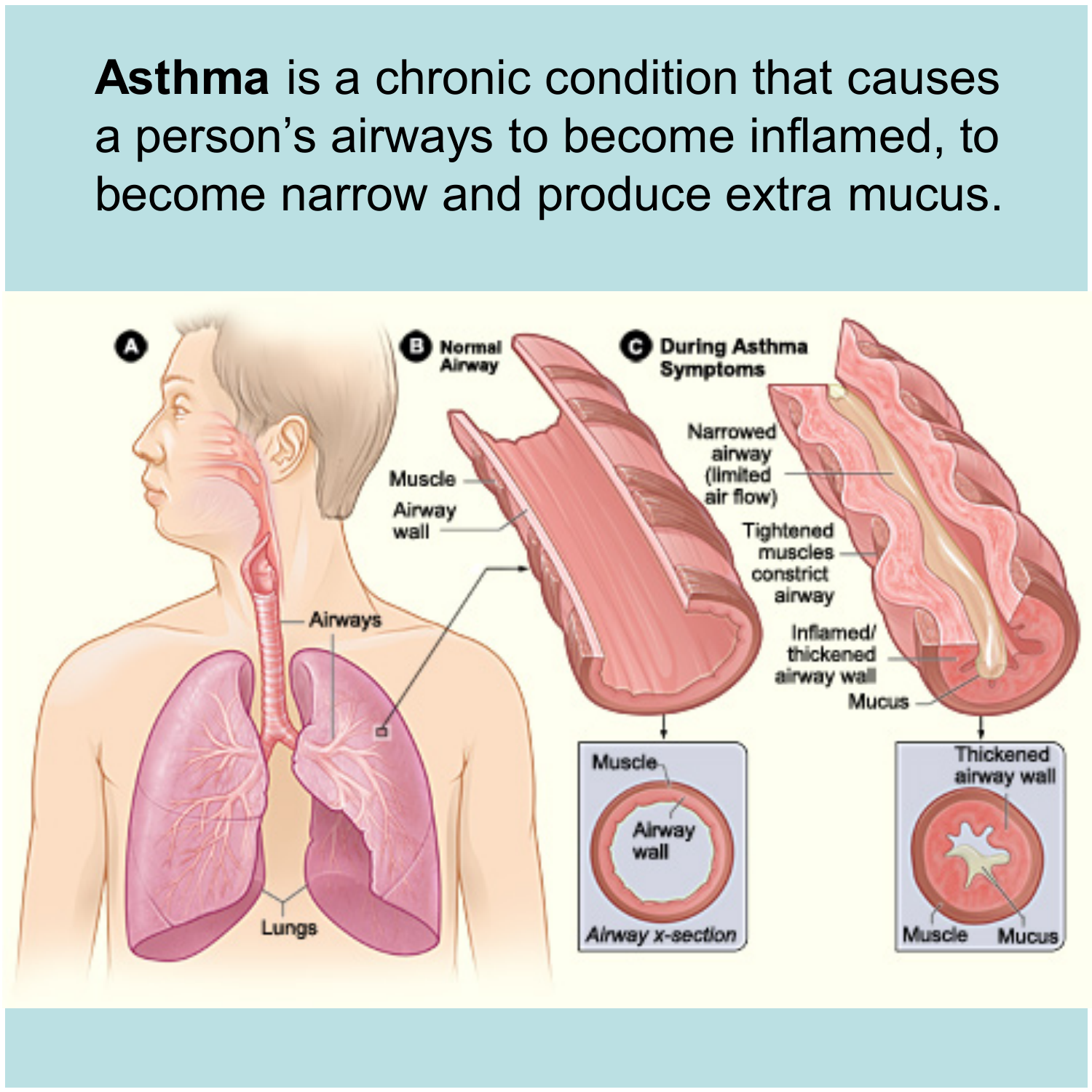**Asthma** is a chronic condition that causes a person's airways to become inflamed, to become narrow and produce extra mucus.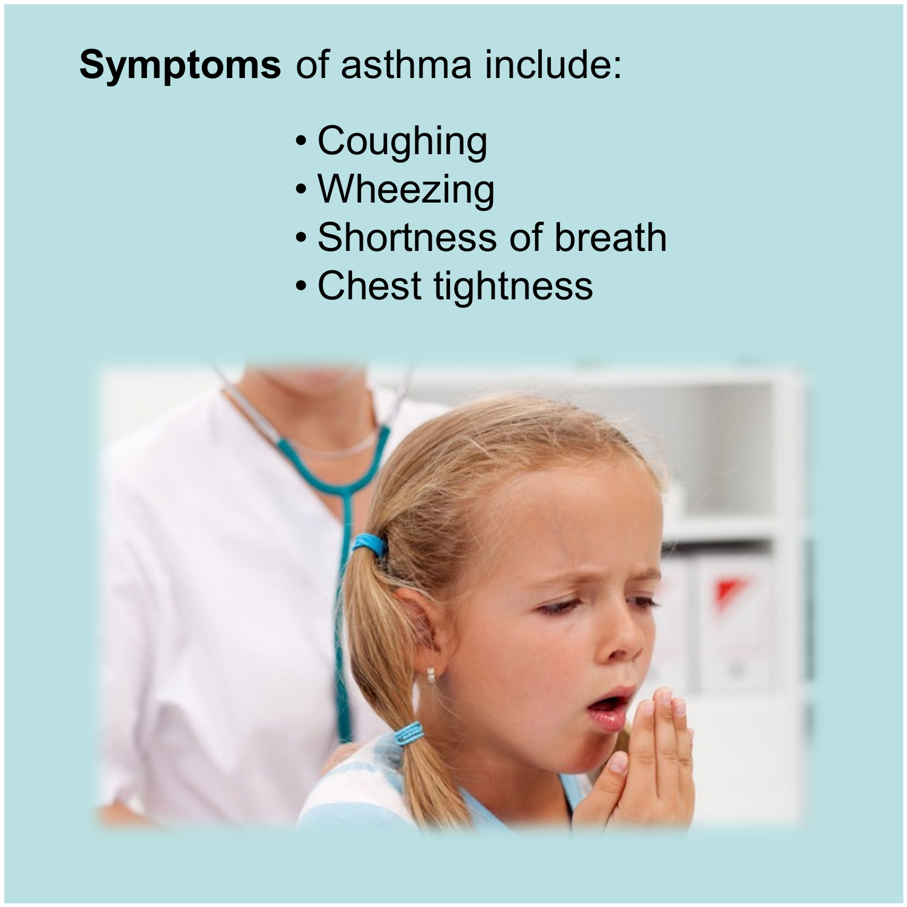**Symptoms** of asthma include:

- Coughing
- Wheezing
- Shortness of breath
- Chest tightness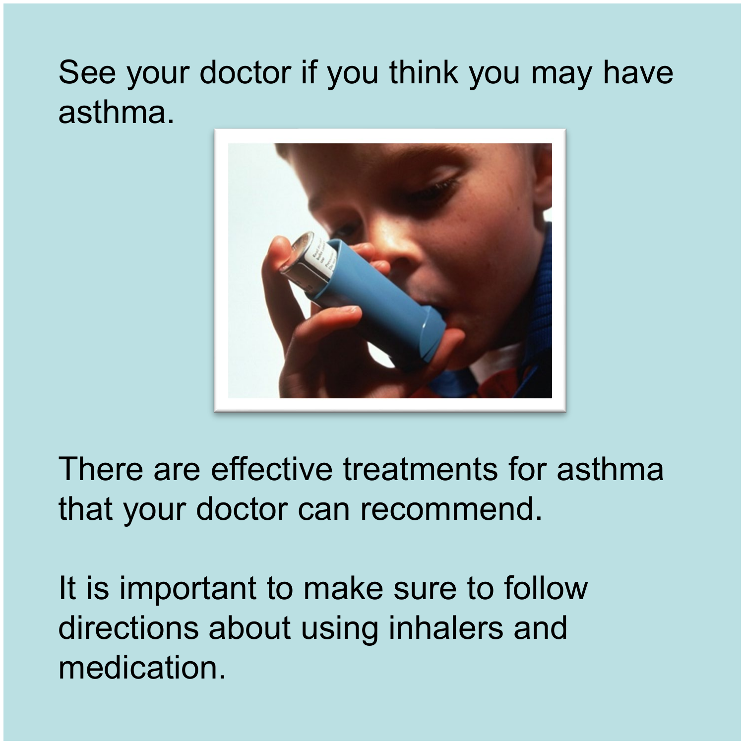See your doctor if you think you may have asthma.

There are effective treatments for asthma that your doctor can recommend.

It is important to make sure to follow directions about using inhalers and medication.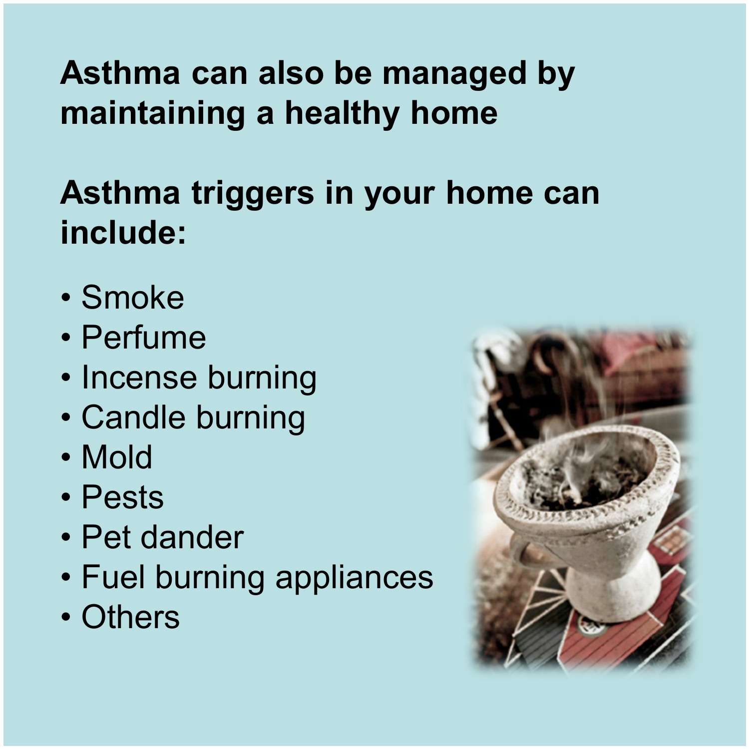**Asthma can also be managed by maintaining a healthy home**

**Asthma triggers in your home can include:**

- Smoke
- Perfume
- Incense burning
- Candle burning
- Mold
- Pests
- Pet dander
- Fuel burning appliances
- Others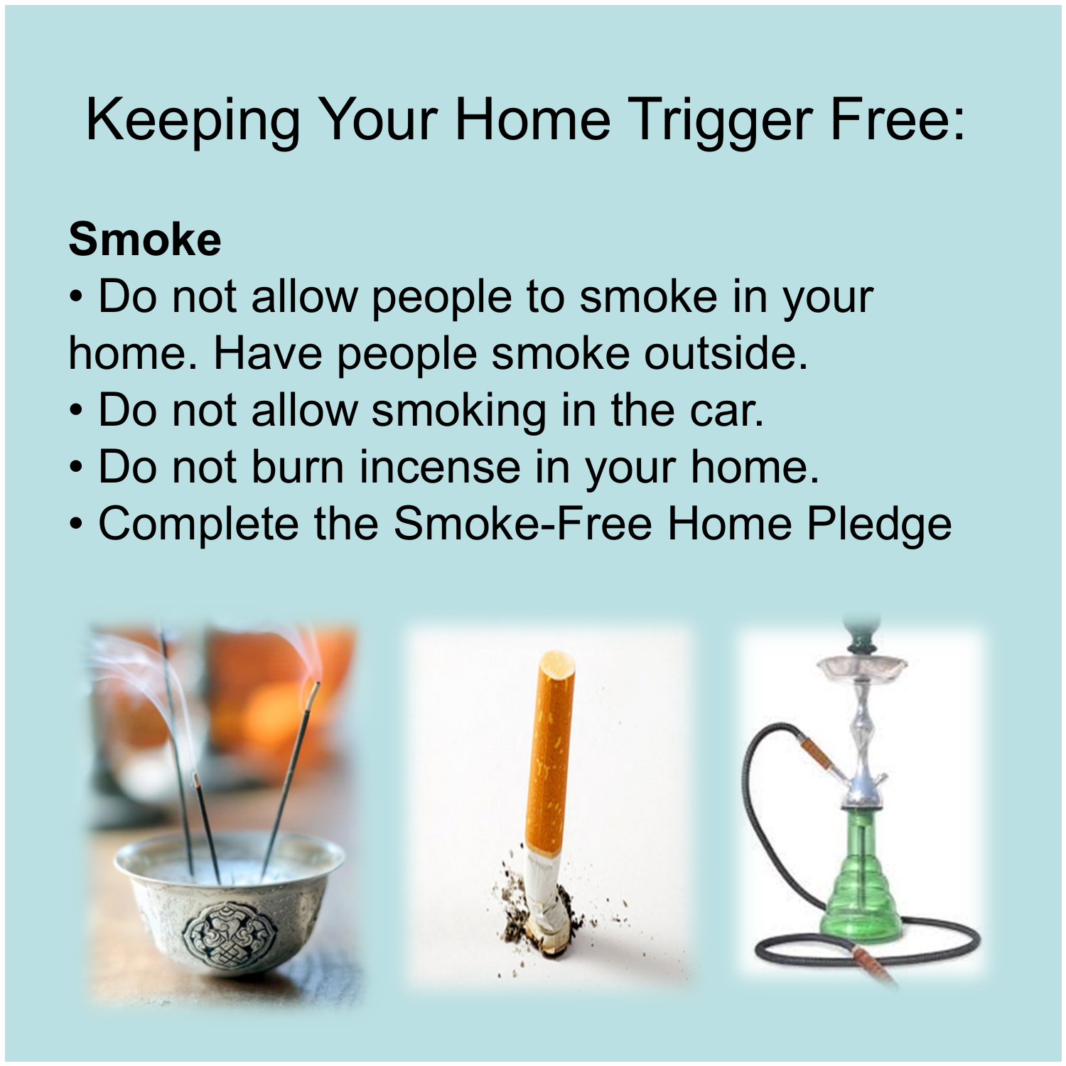# Keeping Your Home Trigger Free:

**Smoke**

- Do not allow people to smoke in your home. Have people smoke outside.
- Do not allow smoking in the car.
- Do not burn incense in your home.
- Complete the Smoke-Free Home Pledge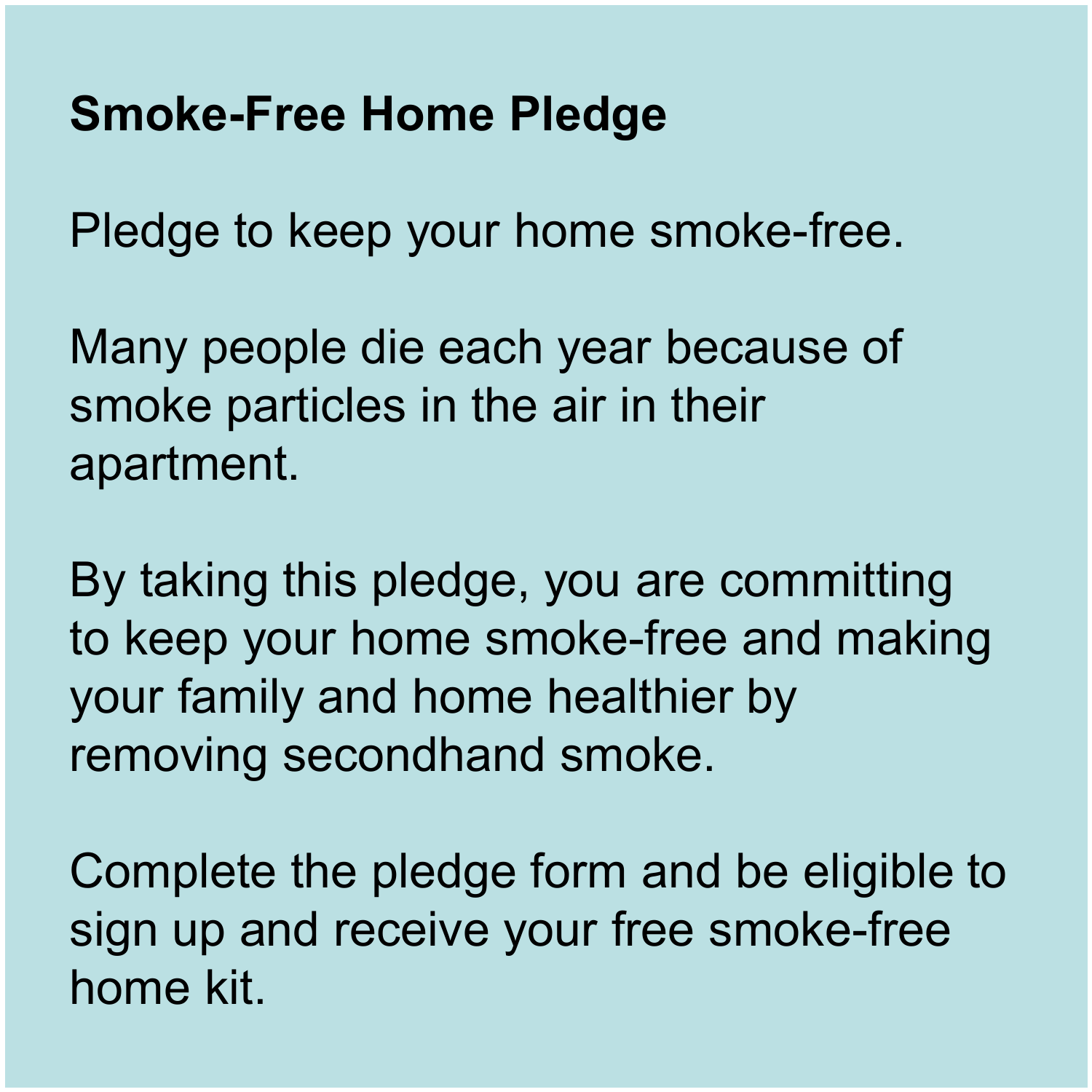**Smoke-Free Home Pledge**

Pledge to keep your home smoke-free.

Many people die each year because of smoke particles in the air in their apartment.

By taking this pledge, you are committing to keep your home smoke-free and making your family and home healthier by removing secondhand smoke.

Complete the pledge form and be eligible to sign up and receive your free smoke-free home kit.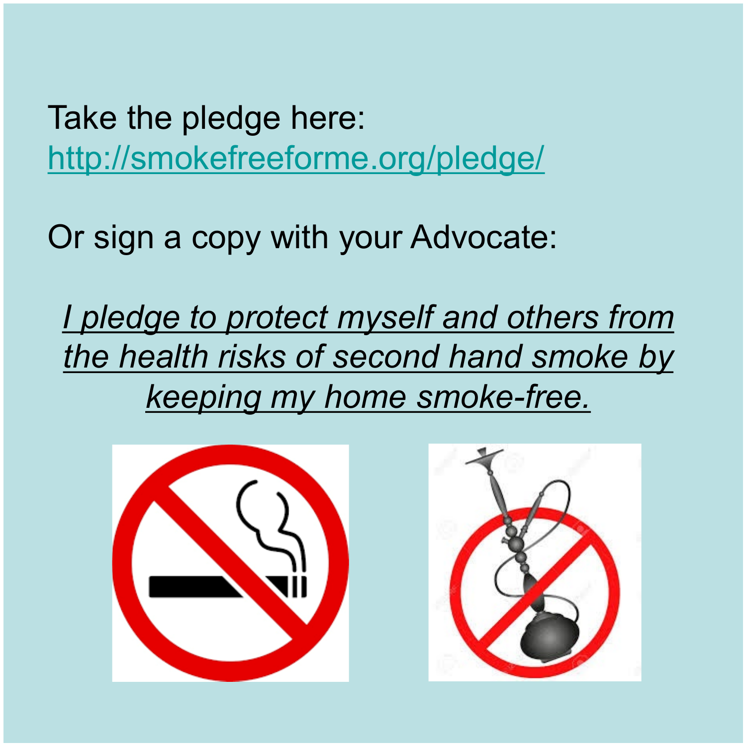Take the pledge here:
[http://smokefreeforme.org/pledge/](http://smokefreeforme.org/pledge/)

Or sign a copy with your Advocate:

*I pledge to protect myself and others from the health risks of second hand smoke by keeping my home smoke-free.*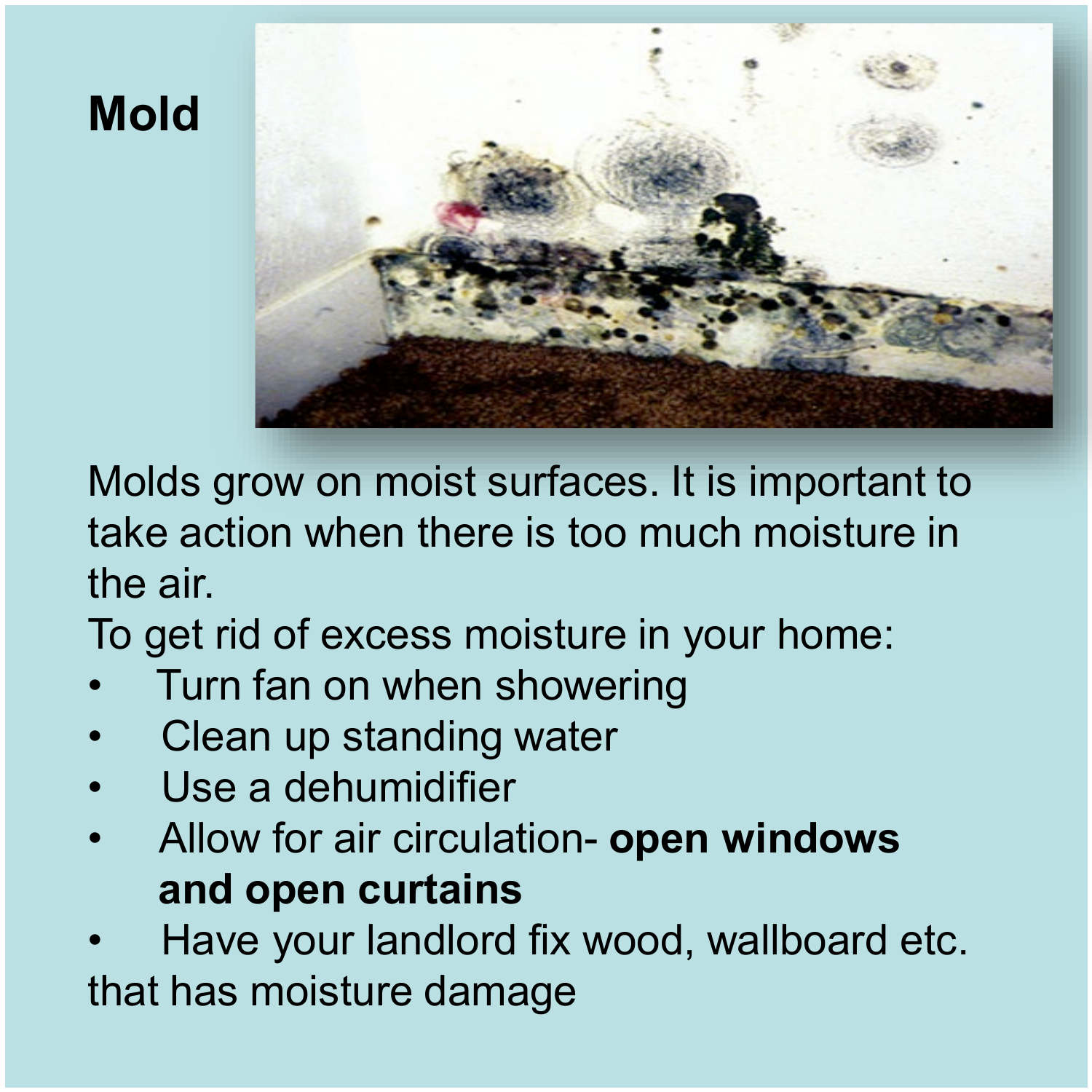# Mold

Molds grow on moist surfaces. It is important to take action when there is too much moisture in the air.

To get rid of excess moisture in your home:

- Turn fan on when showering
- Clean up standing water
- Use a dehumidifier
- Allow for air circulation- **open windows and open curtains**
- Have your landlord fix wood, wallboard etc. that has moisture damage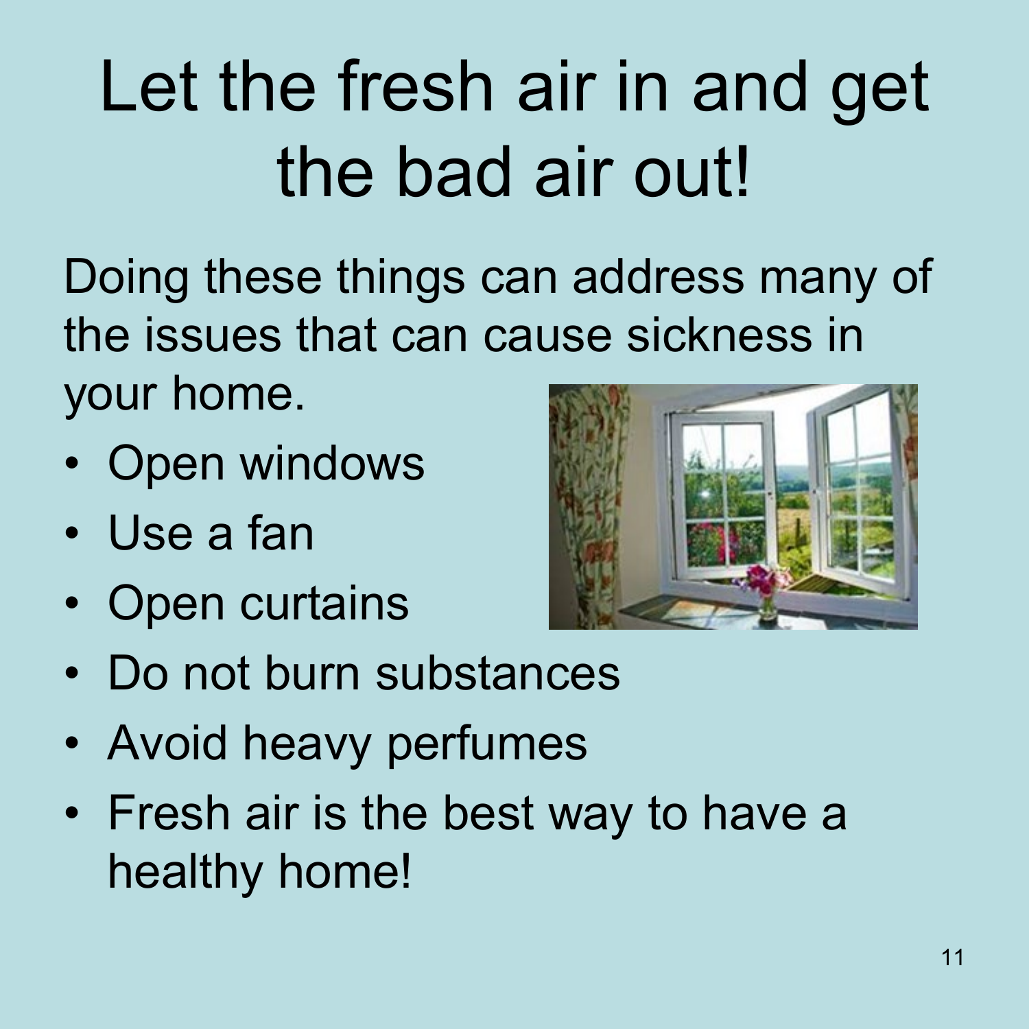# Let the fresh air in and get the bad air out!

Doing these things can address many of the issues that can cause sickness in your home.

- Open windows
- Use a fan
- Open curtains
- Do not burn substances
- Avoid heavy perfumes
- Fresh air is the best way to have a healthy home!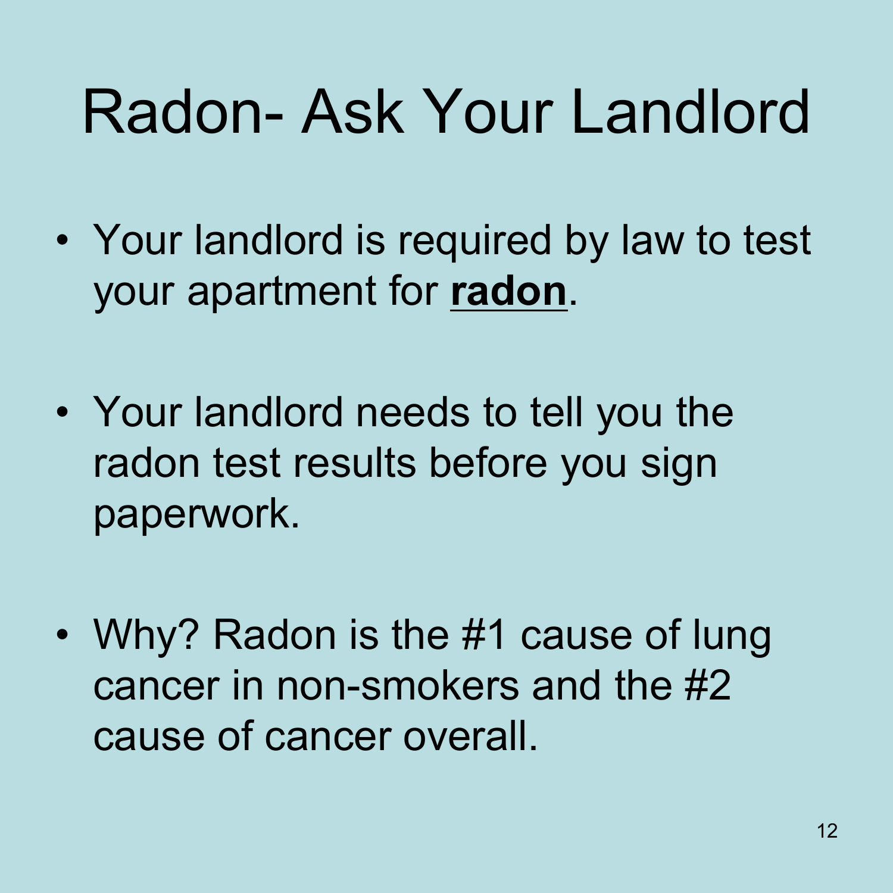# Radon- Ask Your Landlord

- Your landlord is required by law to test your apartment for <u>**radon**</u>.

- Your landlord needs to tell you the radon test results before you sign paperwork.

- Why? Radon is the #1 cause of lung cancer in non-smokers and the #2 cause of cancer overall.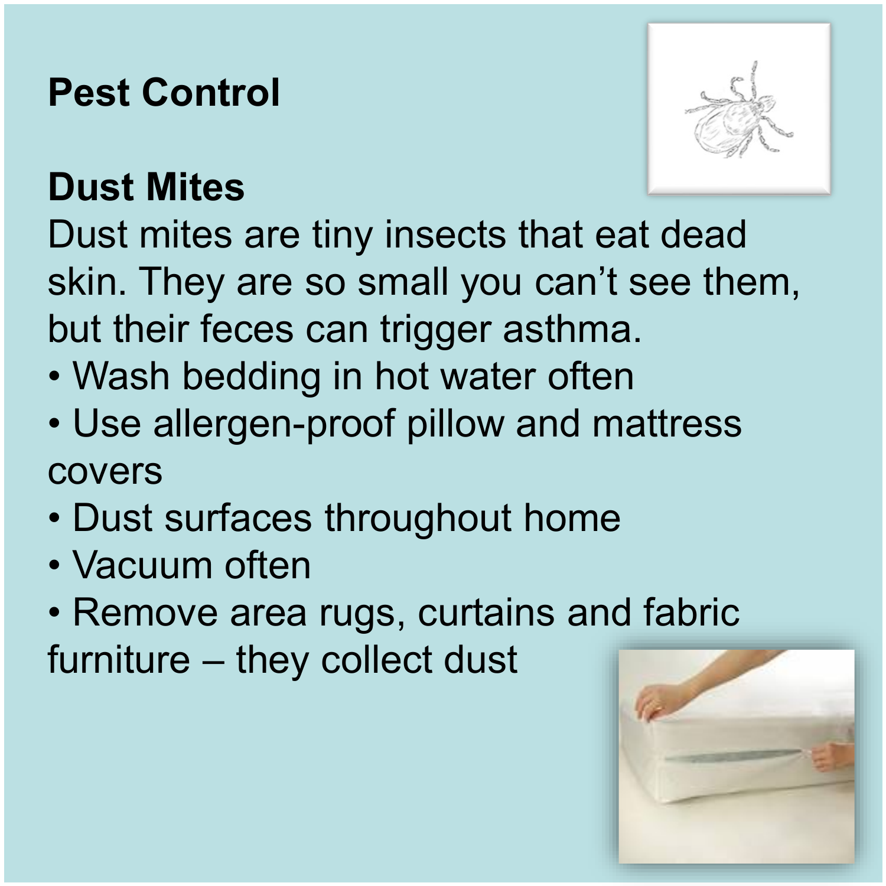# Pest Control

## Dust Mites

Dust mites are tiny insects that eat dead skin. They are so small you can't see them, but their feces can trigger asthma.

- Wash bedding in hot water often
- Use allergen-proof pillow and mattress covers
- Dust surfaces throughout home
- Vacuum often
- Remove area rugs, curtains and fabric furniture – they collect dust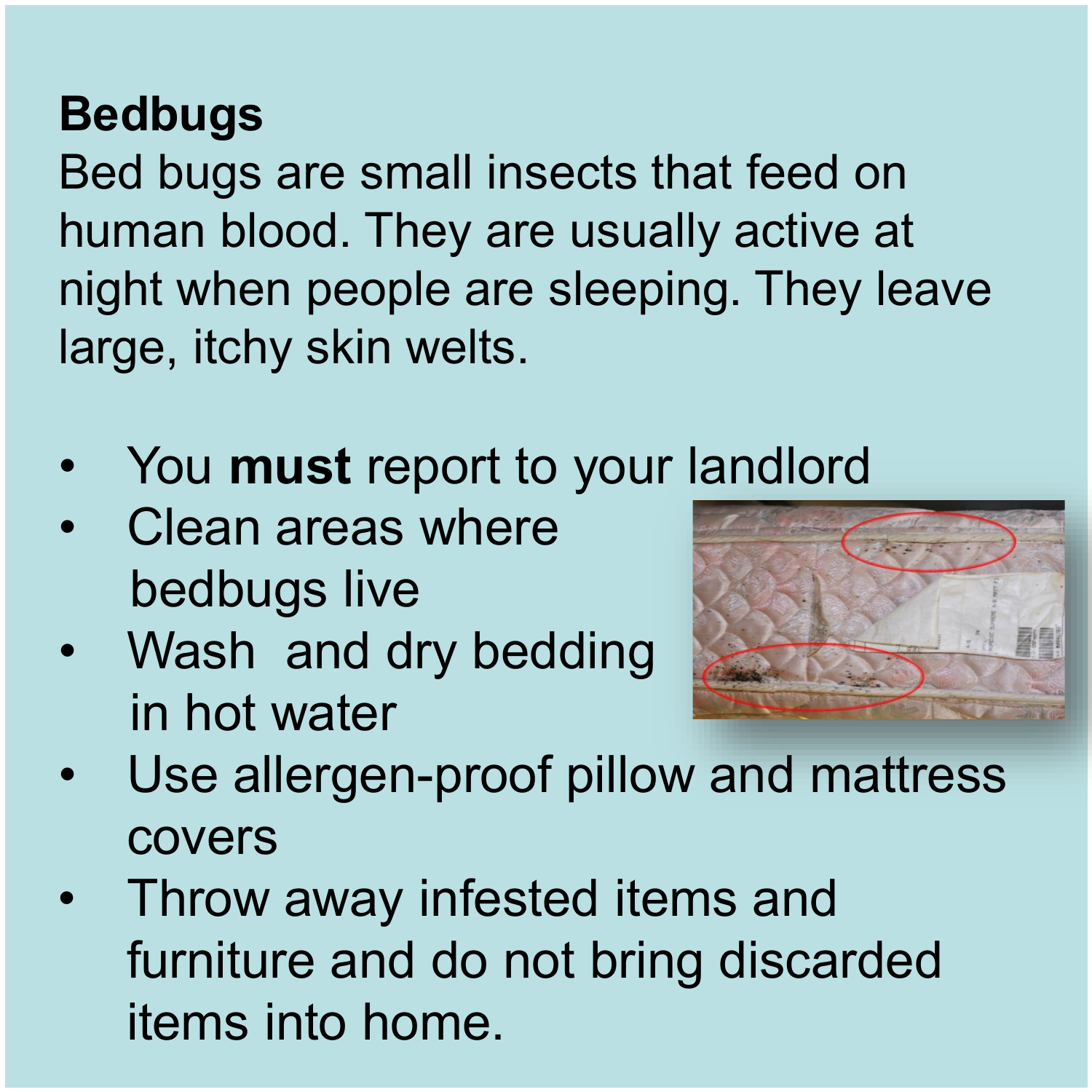**Bedbugs**

Bed bugs are small insects that feed on human blood. They are usually active at night when people are sleeping. They leave large, itchy skin welts.

- You **must** report to your landlord
- Clean areas where bedbugs live
- Wash and dry bedding in hot water
- Use allergen-proof pillow and mattress covers
- Throw away infested items and furniture and do not bring discarded items into home.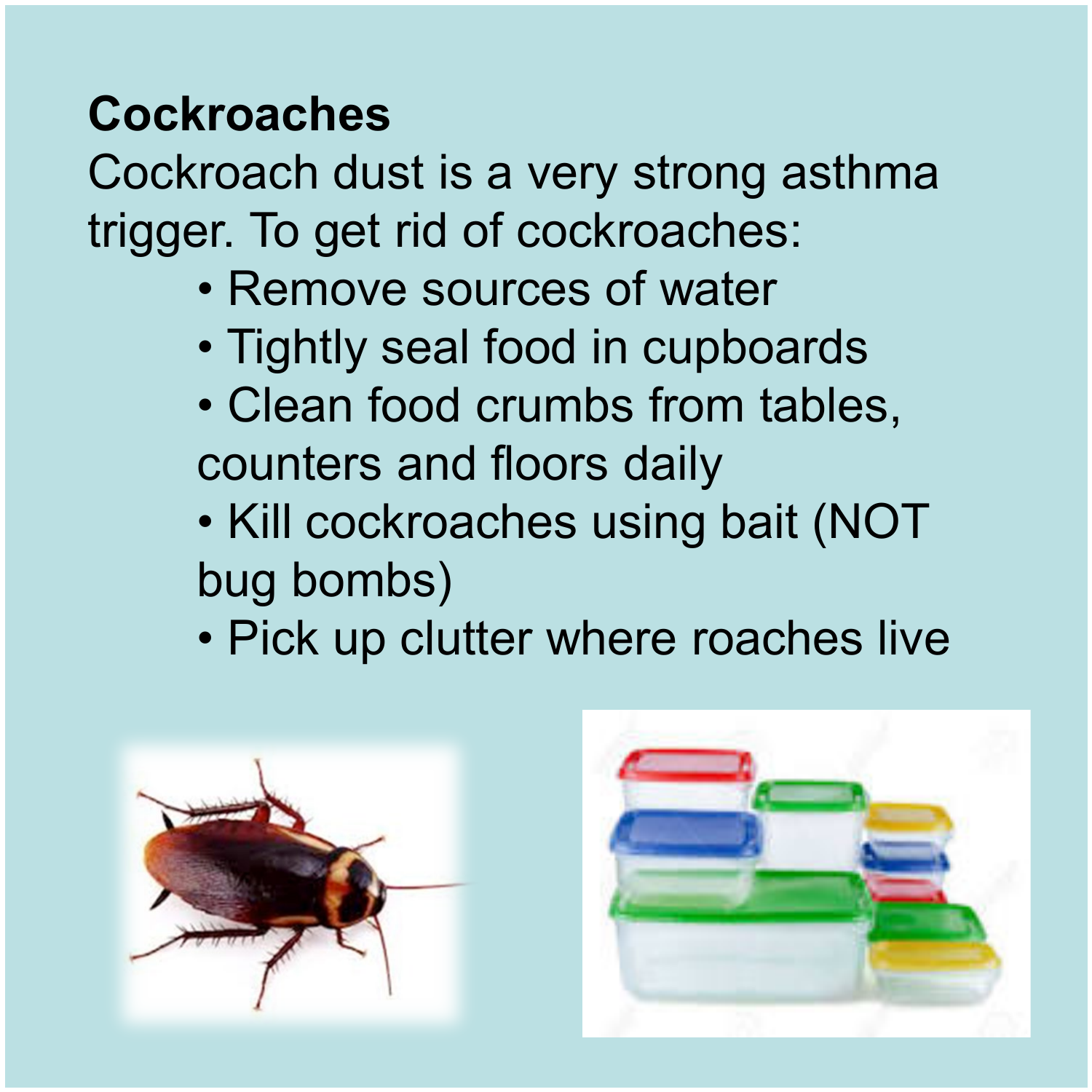**Cockroaches**

Cockroach dust is a very strong asthma trigger. To get rid of cockroaches:

- Remove sources of water
- Tightly seal food in cupboards
- Clean food crumbs from tables, counters and floors daily
- Kill cockroaches using bait (NOT bug bombs)
- Pick up clutter where roaches live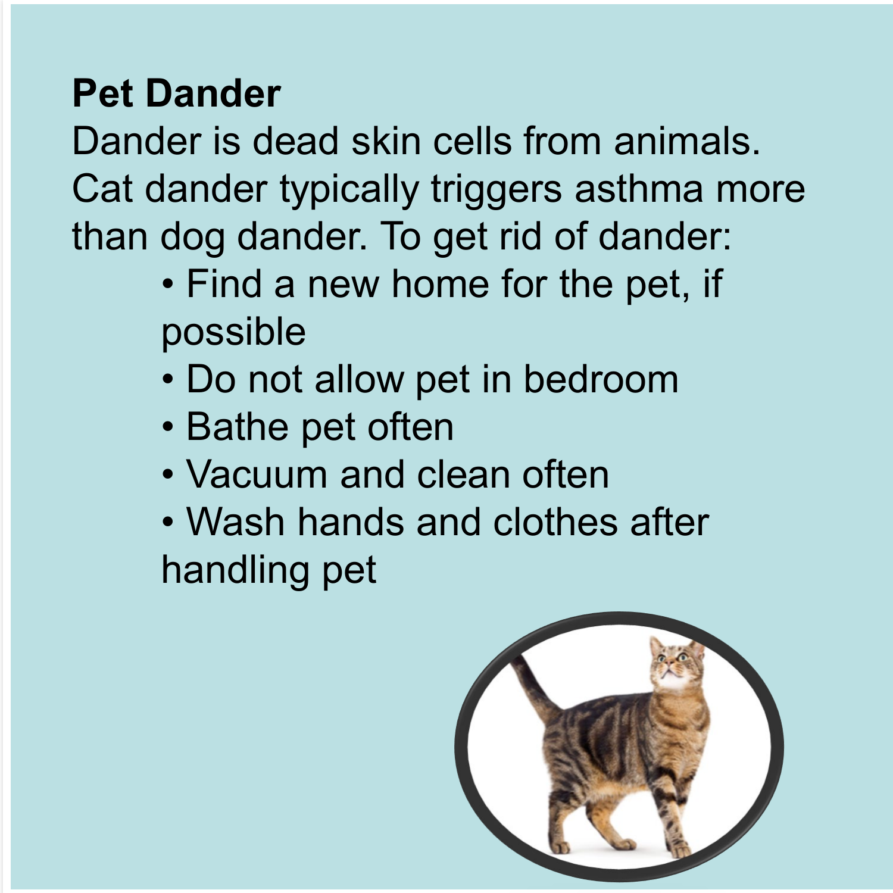**Pet Dander**

Dander is dead skin cells from animals. Cat dander typically triggers asthma more than dog dander. To get rid of dander:

- Find a new home for the pet, if possible
- Do not allow pet in bedroom
- Bathe pet often
- Vacuum and clean often
- Wash hands and clothes after handling pet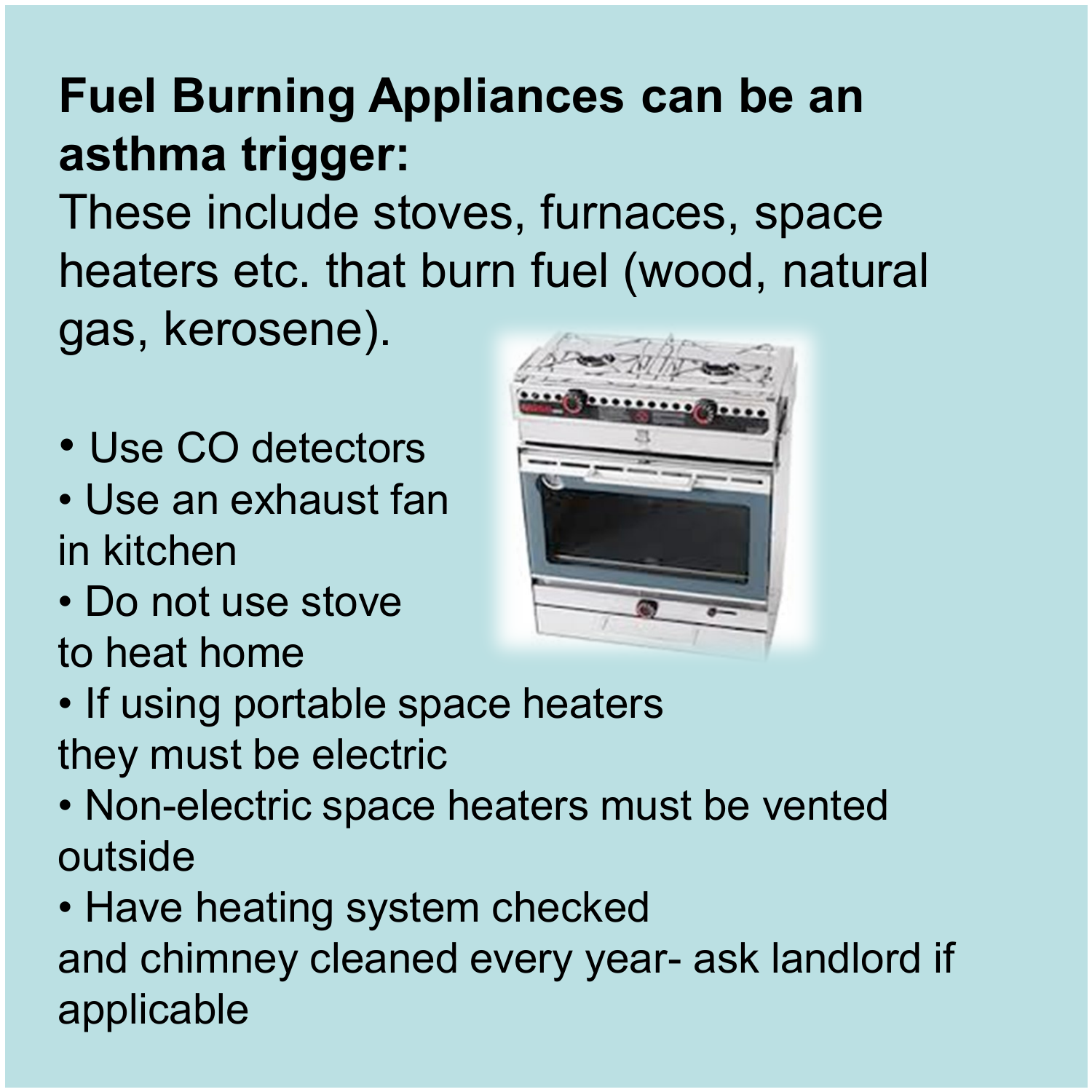**Fuel Burning Appliances can be an asthma trigger:**

These include stoves, furnaces, space heaters etc. that burn fuel (wood, natural gas, kerosene).

- Use CO detectors
- Use an exhaust fan in kitchen
- Do not use stove to heat home
- If using portable space heaters they must be electric
- Non-electric space heaters must be vented outside
- Have heating system checked and chimney cleaned every year- ask landlord if applicable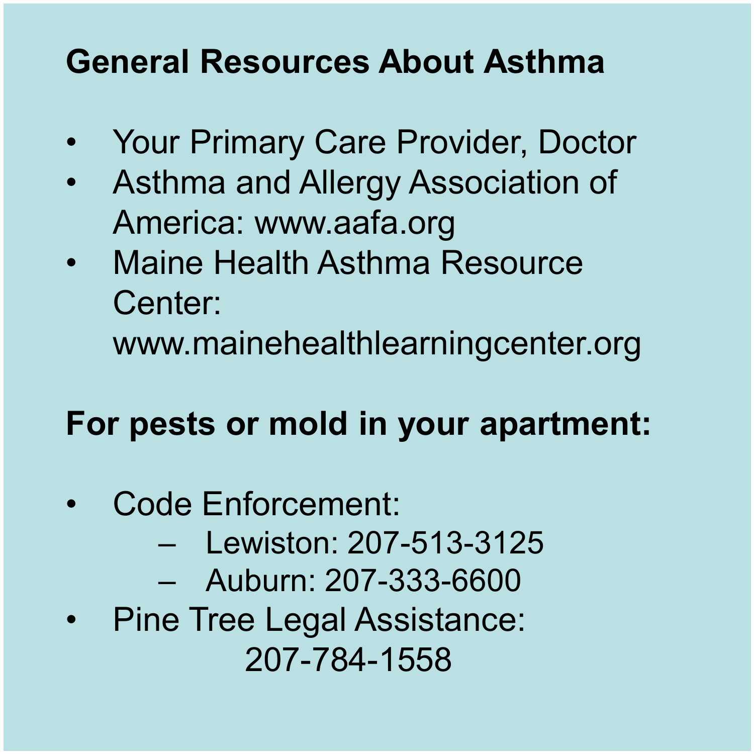## General Resources About Asthma

- Your Primary Care Provider, Doctor
- Asthma and Allergy Association of America: www.aafa.org
- Maine Health Asthma Resource Center: www.mainehealthlearningcenter.org

## For pests or mold in your apartment:

- Code Enforcement:
  - Lewiston: 207-513-3125
  - Auburn: 207-333-6600
- Pine Tree Legal Assistance: 207-784-1558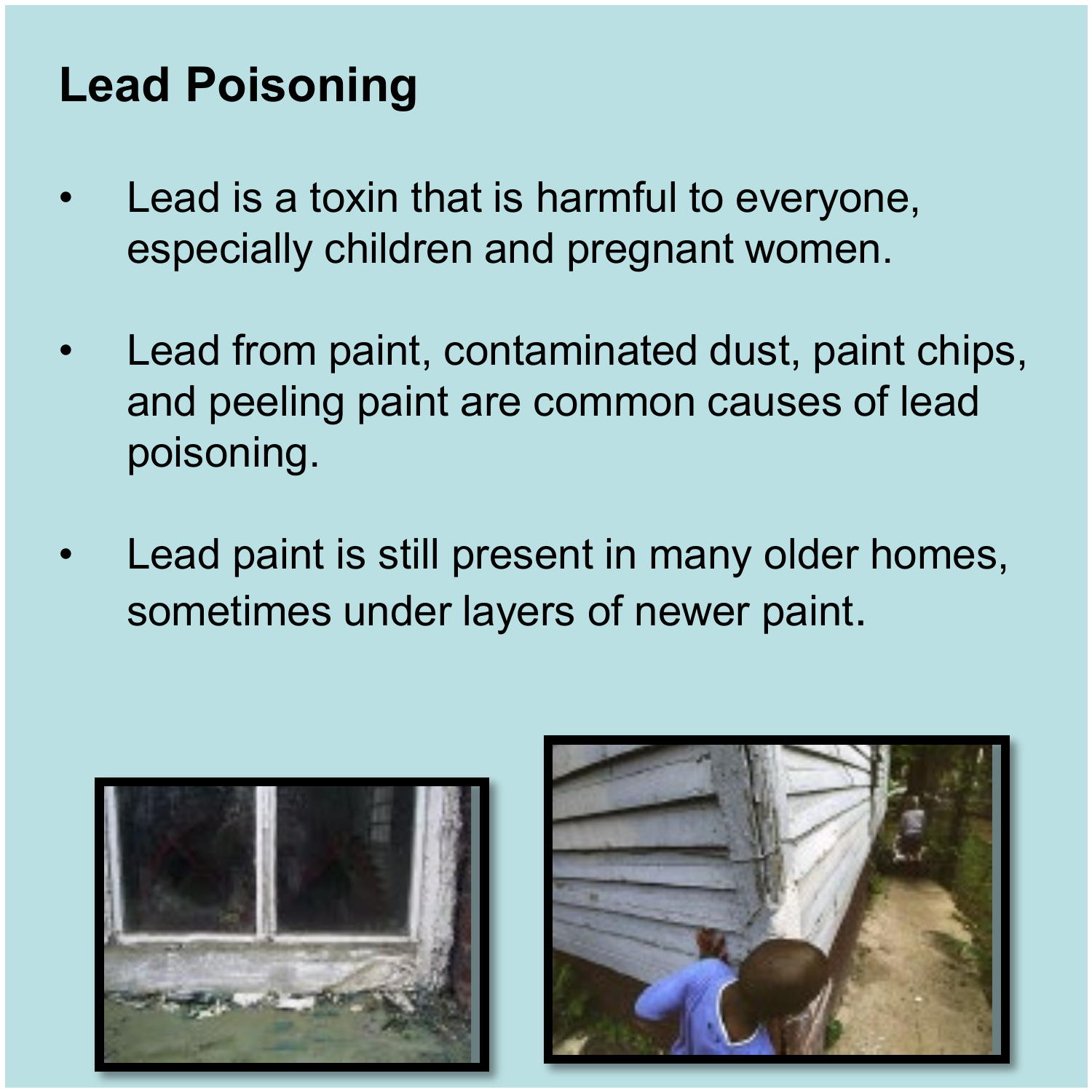# Lead Poisoning

- Lead is a toxin that is harmful to everyone, especially children and pregnant women.
- Lead from paint, contaminated dust, paint chips, and peeling paint are common causes of lead poisoning.
- Lead paint is still present in many older homes, sometimes under layers of newer paint.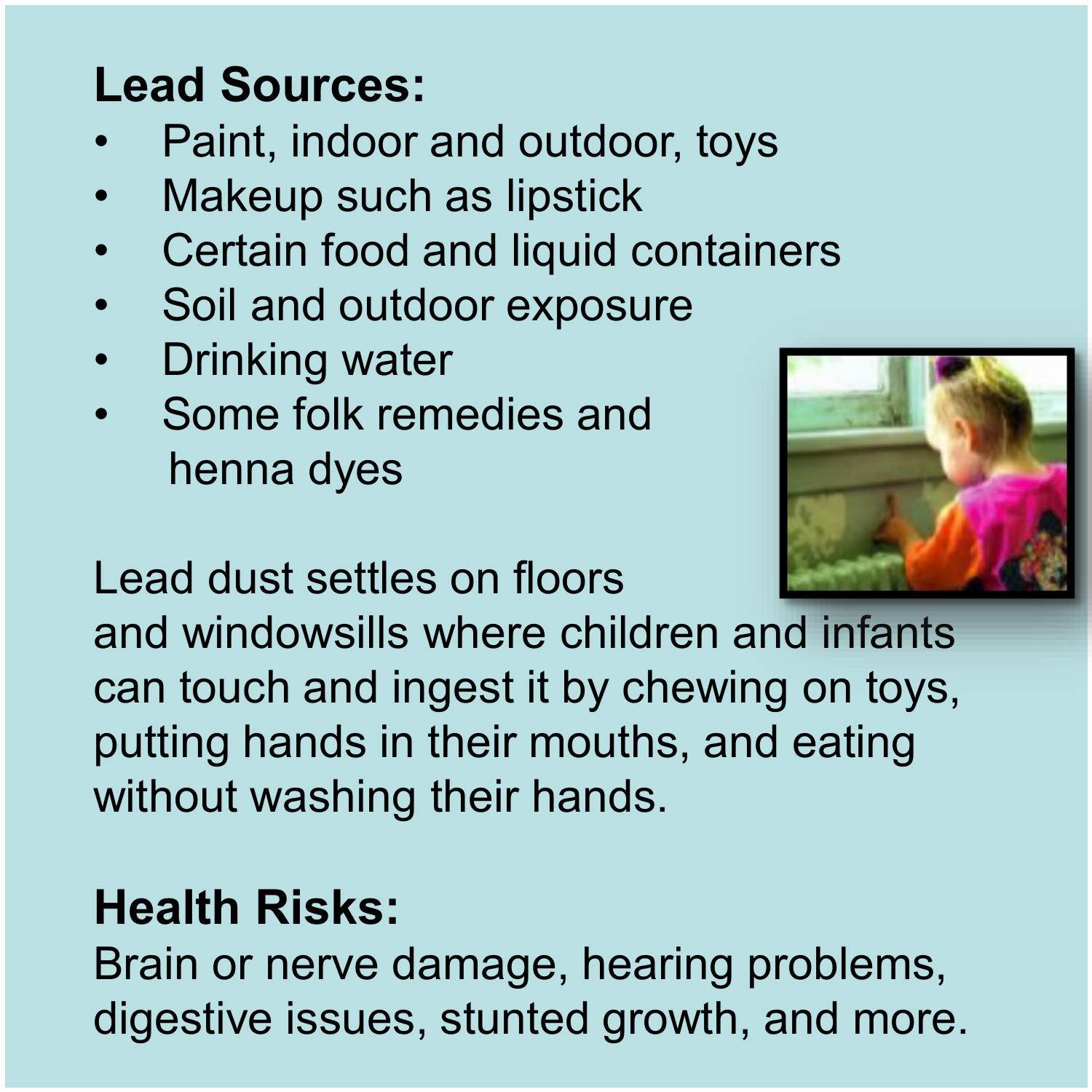**Lead Sources:**

- Paint, indoor and outdoor, toys
- Makeup such as lipstick
- Certain food and liquid containers
- Soil and outdoor exposure
- Drinking water
- Some folk remedies and henna dyes

Lead dust settles on floors and windowsills where children and infants can touch and ingest it by chewing on toys, putting hands in their mouths, and eating without washing their hands.

**Health Risks:**

Brain or nerve damage, hearing problems, digestive issues, stunted growth, and more.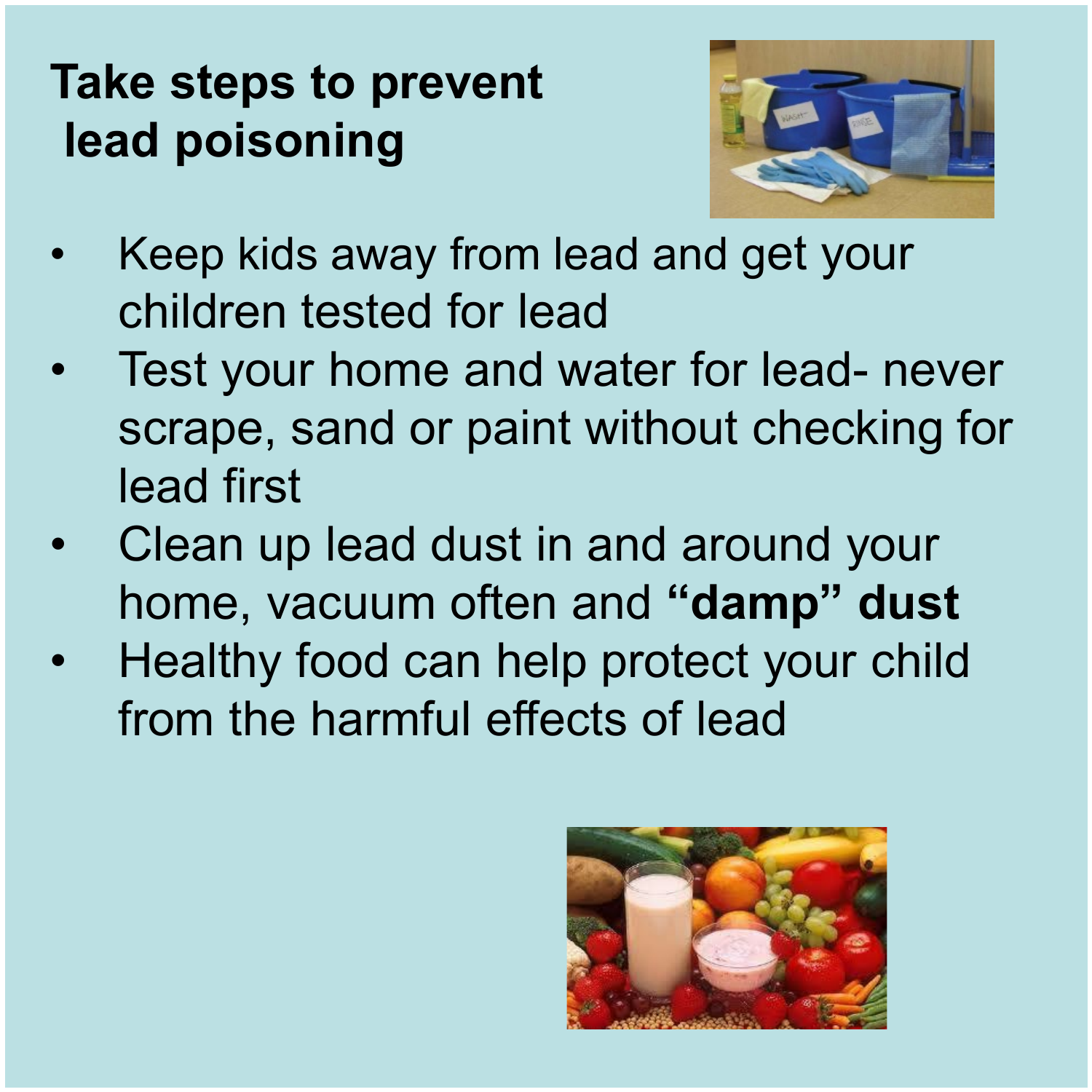# Take steps to prevent lead poisoning

- Keep kids away from lead and get your children tested for lead
- Test your home and water for lead- never scrape, sand or paint without checking for lead first
- Clean up lead dust in and around your home, vacuum often and **"damp" dust**
- Healthy food can help protect your child from the harmful effects of lead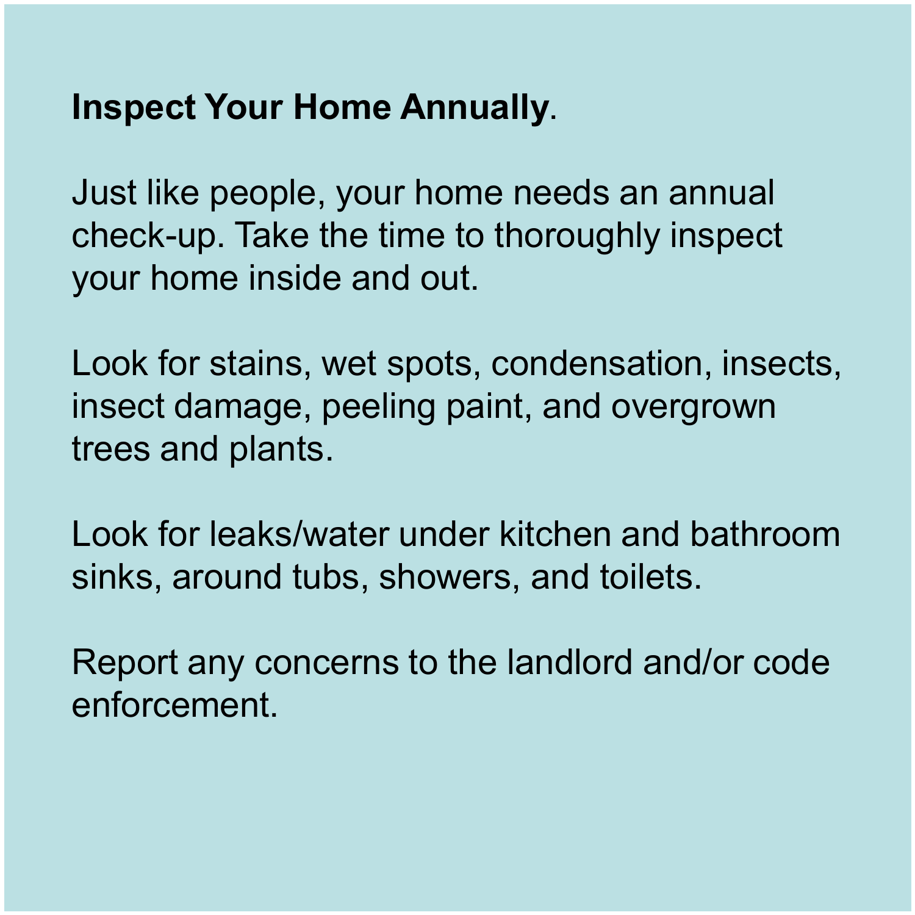**Inspect Your Home Annually**.

Just like people, your home needs an annual check-up. Take the time to thoroughly inspect your home inside and out.

Look for stains, wet spots, condensation, insects, insect damage, peeling paint, and overgrown trees and plants.

Look for leaks/water under kitchen and bathroom sinks, around tubs, showers, and toilets.

Report any concerns to the landlord and/or code enforcement.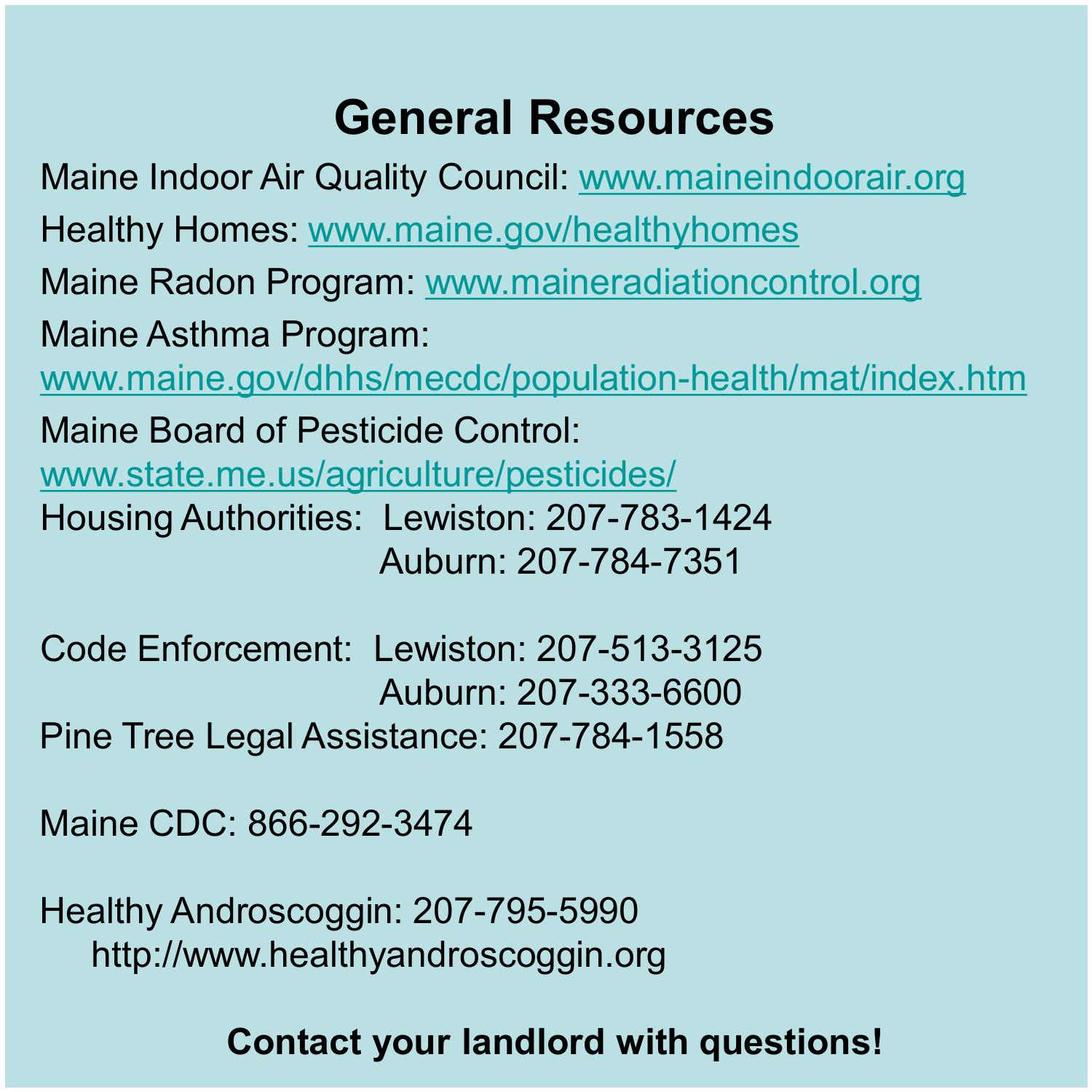# General Resources

Maine Indoor Air Quality Council: www.maineindoorair.org

Healthy Homes: www.maine.gov/healthyhomes

Maine Radon Program: www.maineradiationcontrol.org

Maine Asthma Program:
www.maine.gov/dhhs/mecdc/population-health/mat/index.htm

Maine Board of Pesticide Control:
www.state.me.us/agriculture/pesticides/

Housing Authorities: Lewiston: 207-783-1424
Auburn: 207-784-7351

Code Enforcement: Lewiston: 207-513-3125
Auburn: 207-333-6600

Pine Tree Legal Assistance: 207-784-1558

Maine CDC: 866-292-3474

Healthy Androscoggin: 207-795-5990
http://www.healthyandroscoggin.org

**Contact your landlord with questions!**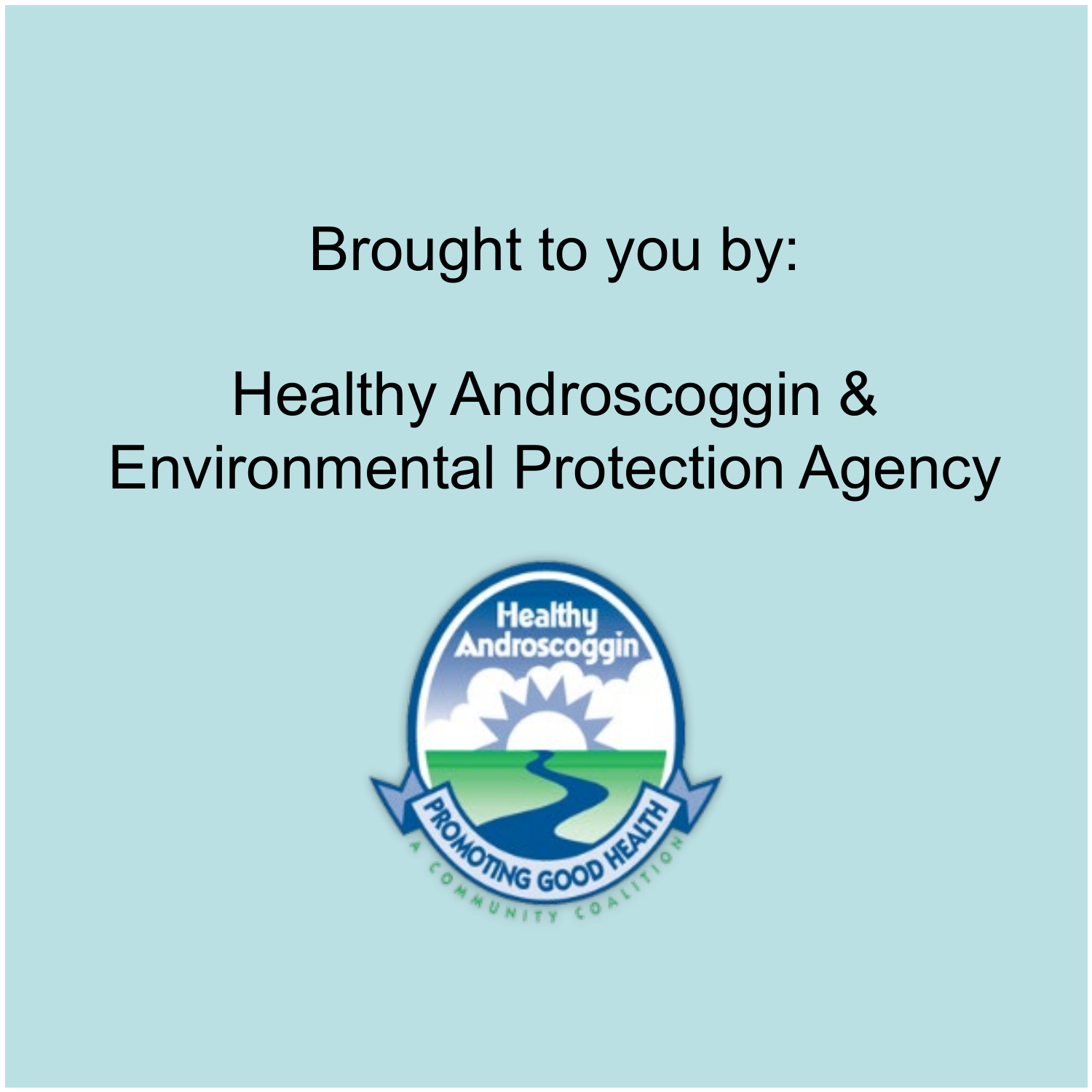Brought to you by:

Healthy Androscoggin & Environmental Protection Agency